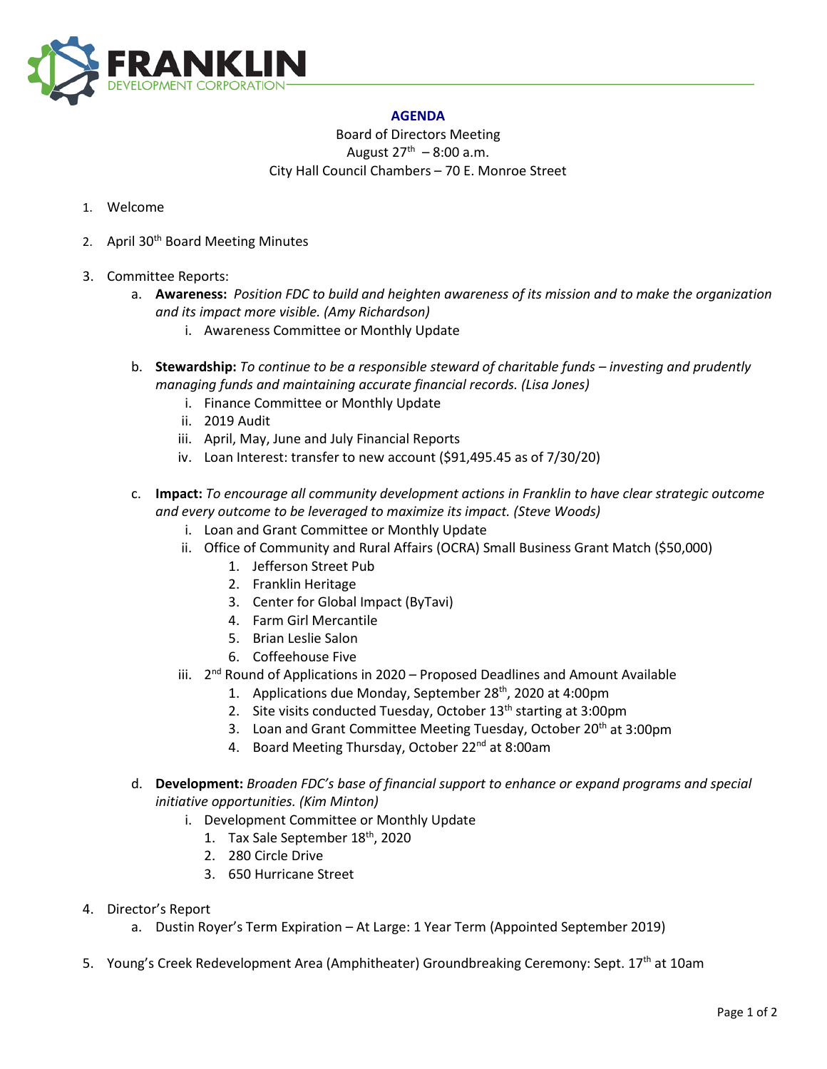FRANKLIN
DEVELOPMENT CORPORATION

# AGENDA

Board of Directors Meeting
August 27th – 8:00 a.m.
City Hall Council Chambers – 70 E. Monroe Street

1. Welcome
2. April 30th Board Meeting Minutes
3. Committee Reports:
   a. **Awareness:** *Position FDC to build and heighten awareness of its mission and to make the organization and its impact more visible. (Amy Richardson)*
      i. Awareness Committee or Monthly Update
   b. **Stewardship:** *To continue to be a responsible steward of charitable funds – investing and prudently managing funds and maintaining accurate financial records. (Lisa Jones)*
      i. Finance Committee or Monthly Update
      ii. 2019 Audit
      iii. April, May, June and July Financial Reports
      iv. Loan Interest: transfer to new account ($91,495.45 as of 7/30/20)
   c. **Impact:** *To encourage all community development actions in Franklin to have clear strategic outcome and every outcome to be leveraged to maximize its impact. (Steve Woods)*
      i. Loan and Grant Committee or Monthly Update
      ii. Office of Community and Rural Affairs (OCRA) Small Business Grant Match ($50,000)
         1. Jefferson Street Pub
         2. Franklin Heritage
         3. Center for Global Impact (ByTavi)
         4. Farm Girl Mercantile
         5. Brian Leslie Salon
         6. Coffeehouse Five
      iii. 2nd Round of Applications in 2020 – Proposed Deadlines and Amount Available
         1. Applications due Monday, September 28th, 2020 at 4:00pm
         2. Site visits conducted Tuesday, October 13th starting at 3:00pm
         3. Loan and Grant Committee Meeting Tuesday, October 20th at 3:00pm
         4. Board Meeting Thursday, October 22nd at 8:00am
   d. **Development:** *Broaden FDC's base of financial support to enhance or expand programs and special initiative opportunities. (Kim Minton)*
      i. Development Committee or Monthly Update
         1. Tax Sale September 18th, 2020
         2. 280 Circle Drive
         3. 650 Hurricane Street
4. Director's Report
   a. Dustin Royer's Term Expiration – At Large: 1 Year Term (Appointed September 2019)
5. Young's Creek Redevelopment Area (Amphitheater) Groundbreaking Ceremony: Sept. 17th at 10am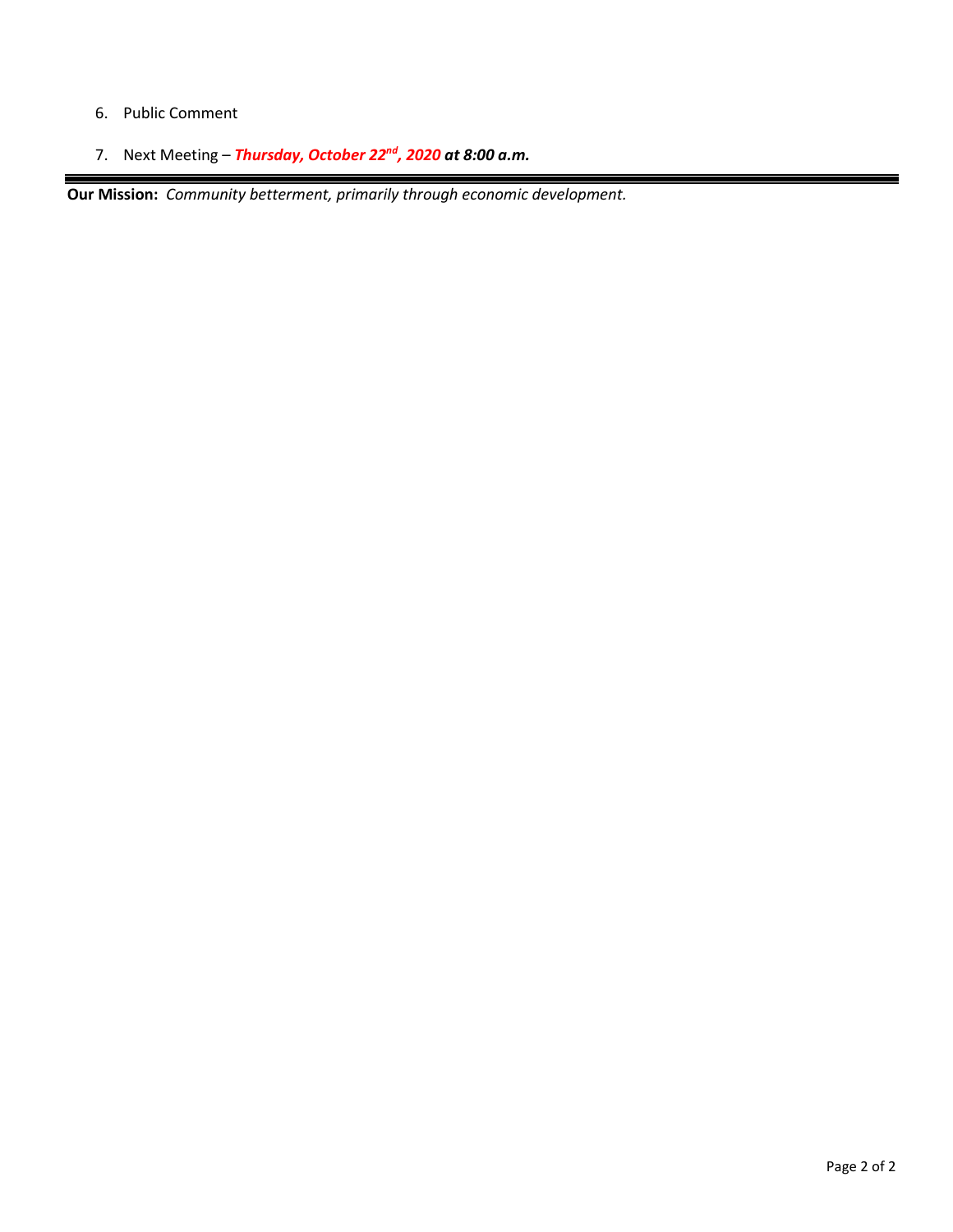6. Public Comment

7. Next Meeting – ***Thursday, October 22nd, 2020* at 8:00 a.m.**

---

**Our Mission:** *Community betterment, primarily through economic development.*